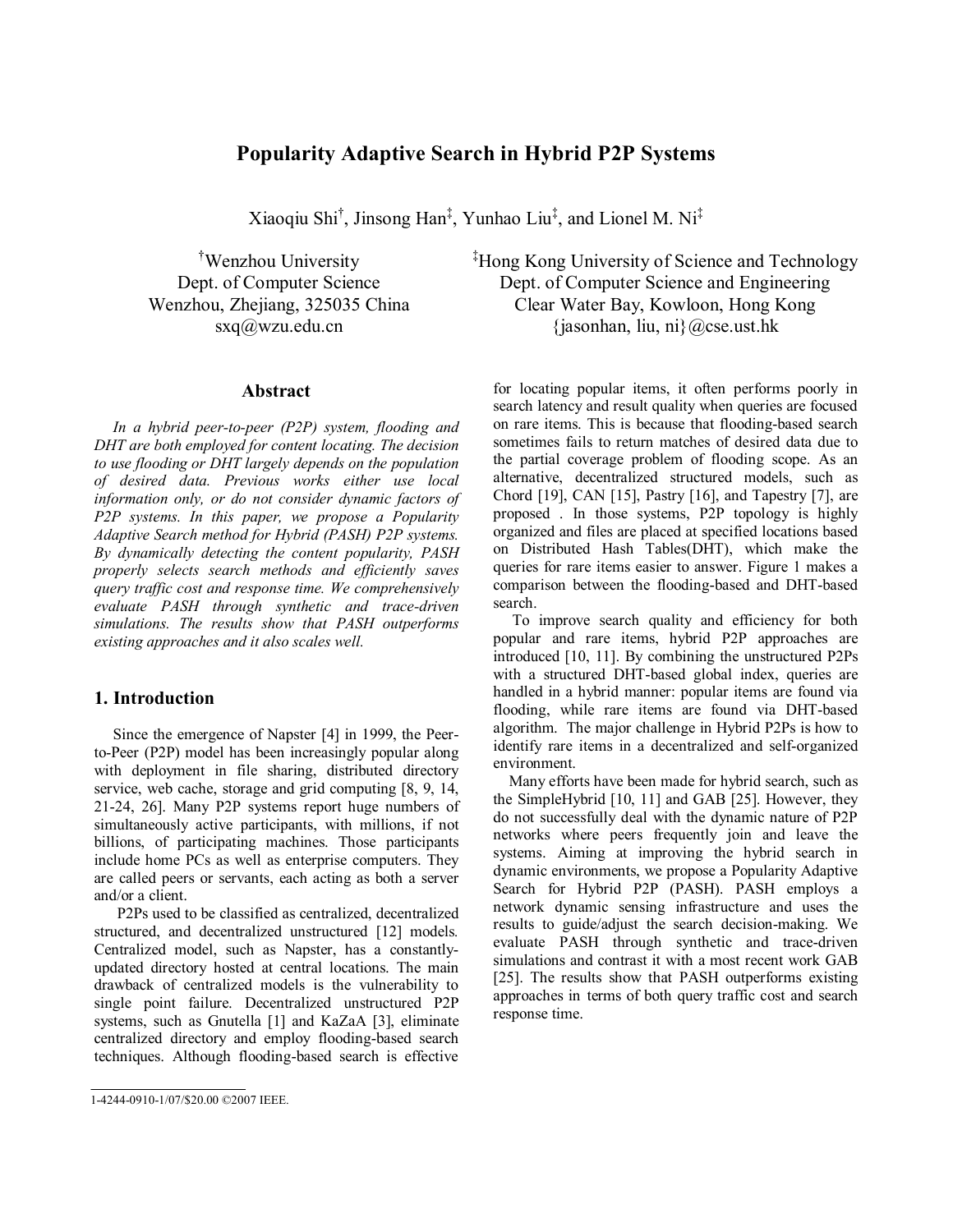# Popularity Adaptive Search in Hybrid P2P Systems

Xiaoqiu Shi[†], Jinsong Han[‡], Yunhao Liu[‡], and Lionel M. Ni[‡]

[†]Wenzhou University
Dept. of Computer Science
Wenzhou, Zhejiang, 325035 China
sxq@wzu.edu.cn

[‡]Hong Kong University of Science and Technology
Dept. of Computer Science and Engineering
Clear Water Bay, Kowloon, Hong Kong
{jasonhan, liu, ni}@cse.ust.hk

## Abstract

*In a hybrid peer-to-peer (P2P) system, flooding and DHT are both employed for content locating. The decision to use flooding or DHT largely depends on the population of desired data. Previous works either use local information only, or do not consider dynamic factors of P2P systems. In this paper, we propose a Popularity Adaptive Search method for Hybrid (PASH) P2P systems. By dynamically detecting the content popularity, PASH properly selects search methods and efficiently saves query traffic cost and response time. We comprehensively evaluate PASH through synthetic and trace-driven simulations. The results show that PASH outperforms existing approaches and it also scales well.*

## 1. Introduction

Since the emergence of Napster [4] in 1999, the Peer-to-Peer (P2P) model has been increasingly popular along with deployment in file sharing, distributed directory service, web cache, storage and grid computing [8, 9, 14, 21-24, 26]. Many P2P systems report huge numbers of simultaneously active participants, with millions, if not billions, of participating machines. Those participants include home PCs as well as enterprise computers. They are called peers or servants, each acting as both a server and/or a client.

P2Ps used to be classified as centralized, decentralized structured, and decentralized unstructured [12] models. Centralized model, such as Napster, has a constantly-updated directory hosted at central locations. The main drawback of centralized models is the vulnerability to single point failure. Decentralized unstructured P2P systems, such as Gnutella [1] and KaZaA [3], eliminate centralized directory and employ flooding-based search techniques. Although flooding-based search is effective for locating popular items, it often performs poorly in search latency and result quality when queries are focused on rare items. This is because that flooding-based search sometimes fails to return matches of desired data due to the partial coverage problem of flooding scope. As an alternative, decentralized structured models, such as Chord [19], CAN [15], Pastry [16], and Tapestry [7], are proposed . In those systems, P2P topology is highly organized and files are placed at specified locations based on Distributed Hash Tables(DHT), which make the queries for rare items easier to answer. Figure 1 makes a comparison between the flooding-based and DHT-based search.

To improve search quality and efficiency for both popular and rare items, hybrid P2P approaches are introduced [10, 11]. By combining the unstructured P2Ps with a structured DHT-based global index, queries are handled in a hybrid manner: popular items are found via flooding, while rare items are found via DHT-based algorithm. The major challenge in Hybrid P2Ps is how to identify rare items in a decentralized and self-organized environment.

Many efforts have been made for hybrid search, such as the SimpleHybrid [10, 11] and GAB [25]. However, they do not successfully deal with the dynamic nature of P2P networks where peers frequently join and leave the systems. Aiming at improving the hybrid search in dynamic environments, we propose a Popularity Adaptive Search for Hybrid P2P (PASH). PASH employs a network dynamic sensing infrastructure and uses the results to guide/adjust the search decision-making. We evaluate PASH through synthetic and trace-driven simulations and contrast it with a most recent work GAB [25]. The results show that PASH outperforms existing approaches in terms of both query traffic cost and search response time.

1-4244-0910-1/07/$20.00 ©2007 IEEE.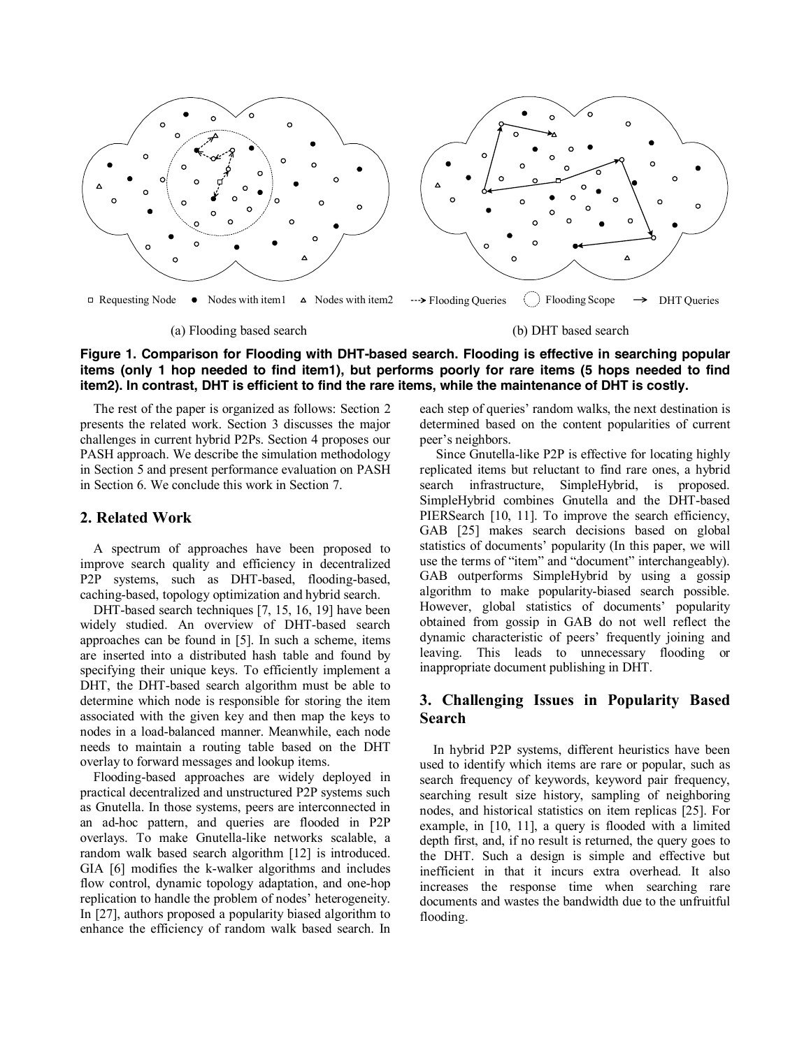□ Requesting Node ● Nodes with item1 △ Nodes with item2 ⇢ Flooding Queries ◌ Flooding Scope → DHT Queries

(a) Flooding based search

(b) DHT based search

**Figure 1. Comparison for Flooding with DHT-based search. Flooding is effective in searching popular items (only 1 hop needed to find item1), but performs poorly for rare items (5 hops needed to find item2). In contrast, DHT is efficient to find the rare items, while the maintenance of DHT is costly.**

The rest of the paper is organized as follows: Section 2 presents the related work. Section 3 discusses the major challenges in current hybrid P2Ps. Section 4 proposes our PASH approach. We describe the simulation methodology in Section 5 and present performance evaluation on PASH in Section 6. We conclude this work in Section 7.

## 2. Related Work

A spectrum of approaches have been proposed to improve search quality and efficiency in decentralized P2P systems, such as DHT-based, flooding-based, caching-based, topology optimization and hybrid search.

DHT-based search techniques [7, 15, 16, 19] have been widely studied. An overview of DHT-based search approaches can be found in [5]. In such a scheme, items are inserted into a distributed hash table and found by specifying their unique keys. To efficiently implement a DHT, the DHT-based search algorithm must be able to determine which node is responsible for storing the item associated with the given key and then map the keys to nodes in a load-balanced manner. Meanwhile, each node needs to maintain a routing table based on the DHT overlay to forward messages and lookup items.

Flooding-based approaches are widely deployed in practical decentralized and unstructured P2P systems such as Gnutella. In those systems, peers are interconnected in an ad-hoc pattern, and queries are flooded in P2P overlays. To make Gnutella-like networks scalable, a random walk based search algorithm [12] is introduced. GIA [6] modifies the k-walker algorithms and includes flow control, dynamic topology adaptation, and one-hop replication to handle the problem of nodes' heterogeneity. In [27], authors proposed a popularity biased algorithm to enhance the efficiency of random walk based search. In each step of queries' random walks, the next destination is determined based on the content popularities of current peer's neighbors.

Since Gnutella-like P2P is effective for locating highly replicated items but reluctant to find rare ones, a hybrid search infrastructure, SimpleHybrid, is proposed. SimpleHybrid combines Gnutella and the DHT-based PIERSearch [10, 11]. To improve the search efficiency, GAB [25] makes search decisions based on global statistics of documents' popularity (In this paper, we will use the terms of "item" and "document" interchangeably). GAB outperforms SimpleHybrid by using a gossip algorithm to make popularity-biased search possible. However, global statistics of documents' popularity obtained from gossip in GAB do not well reflect the dynamic characteristic of peers' frequently joining and leaving. This leads to unnecessary flooding or inappropriate document publishing in DHT.

## 3. Challenging Issues in Popularity Based Search

In hybrid P2P systems, different heuristics have been used to identify which items are rare or popular, such as search frequency of keywords, keyword pair frequency, searching result size history, sampling of neighboring nodes, and historical statistics on item replicas [25]. For example, in [10, 11], a query is flooded with a limited depth first, and, if no result is returned, the query goes to the DHT. Such a design is simple and effective but inefficient in that it incurs extra overhead. It also increases the response time when searching rare documents and wastes the bandwidth due to the unfruitful flooding.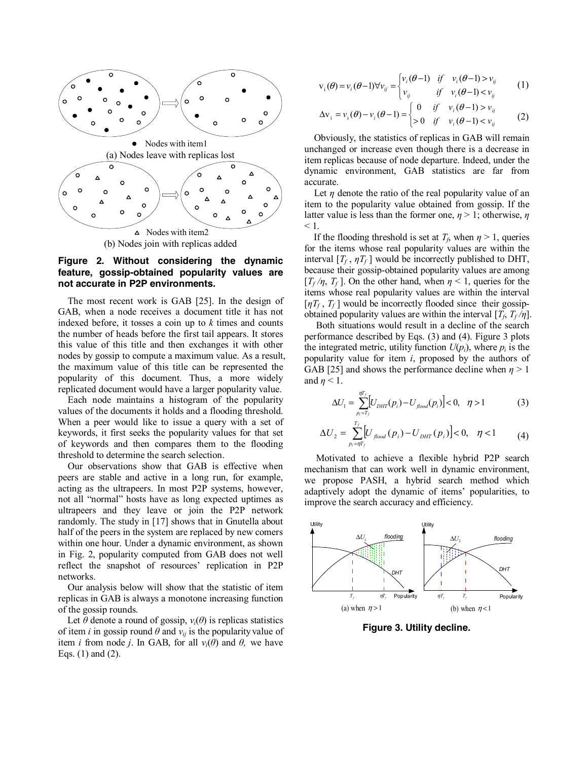• Nodes with item1

(a) Nodes leave with replicas lost

△ Nodes with item2

(b) Nodes join with replicas added

**Figure 2. Without considering the dynamic feature, gossip-obtained popularity values are not accurate in P2P environments.**

The most recent work is GAB [25]. In the design of GAB, when a node receives a document title it has not indexed before, it tosses a coin up to $k$ times and counts the number of heads before the first tail appears. It stores this value of this title and then exchanges it with other nodes by gossip to compute a maximum value. As a result, the maximum value of this title can be represented the popularity of this document. Thus, a more widely replicated document would have a larger popularity value.

Each node maintains a histogram of the popularity values of the documents it holds and a flooding threshold. When a peer would like to issue a query with a set of keywords, it first seeks the popularity values for that set of keywords and then compares them to the flooding threshold to determine the search selection.

Our observations show that GAB is effective when peers are stable and active in a long run, for example, acting as the ultrapeers. In most P2P systems, however, not all "normal" hosts have as long expected uptimes as ultrapeers and they leave or join the P2P network randomly. The study in [17] shows that in Gnutella about half of the peers in the system are replaced by new comers within one hour. Under a dynamic environment, as shown in Fig. 2, popularity computed from GAB does not well reflect the snapshot of resources' replication in P2P networks.

Our analysis below will show that the statistic of item replicas in GAB is always a monotone increasing function of the gossip rounds.

Let $\theta$ denote a round of gossip, $v_i(\theta)$ is replicas statistics of item $i$ in gossip round $\theta$ and $v_{ij}$ is the popularity value of item $i$ from node $j$. In GAB, for all $v_i(\theta)$ and $\theta$, we have Eqs. (1) and (2).

$$\mathrm{v}_i(\theta) = v_i(\theta-1)\forall v_{ij} = \begin{cases} v_i(\theta-1) & if \quad v_i(\theta-1) > v_{ij} \\ v_{ij} & if \quad v_i(\theta-1) < v_{ij} \end{cases} \tag{1}$$

$$\Delta \mathrm{v}_i = v_i(\theta) - v_i(\theta-1) = \begin{cases} 0 & if \quad v_i(\theta-1) > v_{ij} \\ > 0 & if \quad v_i(\theta-1) < v_{ij} \end{cases} \tag{2}$$

Obviously, the statistics of replicas in GAB will remain unchanged or increase even though there is a decrease in item replicas because of node departure. Indeed, under the dynamic environment, GAB statistics are far from accurate.

Let $\eta$ denote the ratio of the real popularity value of an item to the popularity value obtained from gossip. If the latter value is less than the former one, $\eta > 1$; otherwise, $\eta < 1$.

If the flooding threshold is set at $T_f$, when $\eta > 1$, queries for the items whose real popularity values are within the interval $[T_f, \eta T_f]$ would be incorrectly published to DHT, because their gossip-obtained popularity values are among $[T_f/\eta, T_f]$. On the other hand, when $\eta < 1$, queries for the items whose real popularity values are within the interval $[\eta T_f, T_f]$ would be incorrectly flooded since their gossip-obtained popularity values are within the interval $[T_f, T_f/\eta]$.

Both situations would result in a decline of the search performance described by Eqs. (3) and (4). Figure 3 plots the integrated metric, utility function $U(p_i)$, where $p_i$ is the popularity value for item $i$, proposed by the authors of GAB [25] and shows the performance decline when $\eta > 1$ and $\eta < 1$.

$$\Delta U_1 = \sum_{p_i = T_f}^{\eta T_f} \left[ U_{DHT}(p_i) - U_{flood}(p_i) \right] < 0, \quad \eta > 1 \tag{3}$$

$$\Delta U_2 = \sum_{p_i = \eta T_f}^{T_f} \left[ U_{flood}(p_i) - U_{DHT}(p_i) \right] < 0, \quad \eta < 1 \tag{4}$$

Motivated to achieve a flexible hybrid P2P search mechanism that can work well in dynamic environment, we propose PASH, a hybrid search method which adaptively adopt the dynamic of items' popularities, to improve the search accuracy and efficiency.

(a) when $\eta > 1$ (b) when $\eta < 1$

**Figure 3. Utility decline.**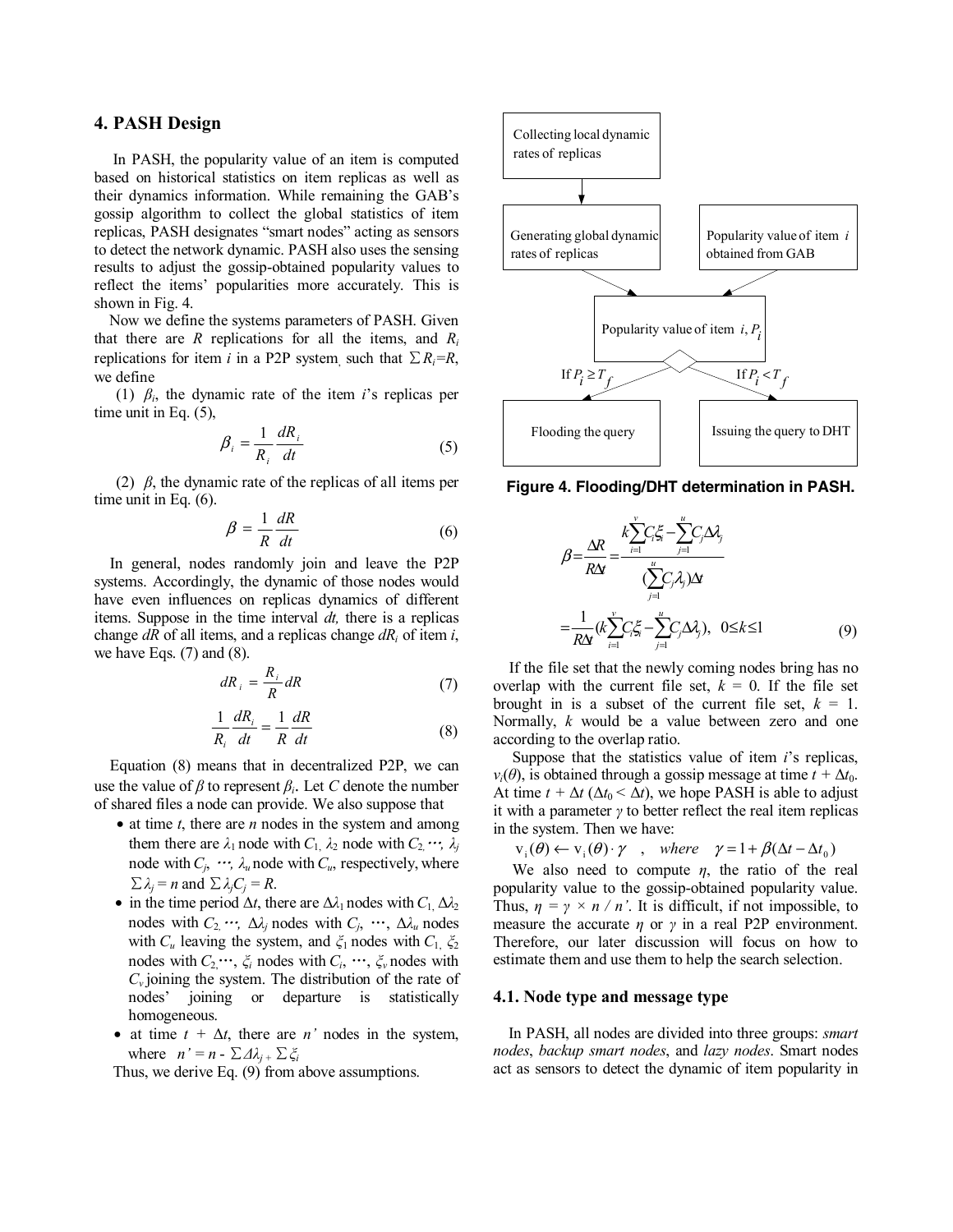## 4. PASH Design

In PASH, the popularity value of an item is computed based on historical statistics on item replicas as well as their dynamics information. While remaining the GAB's gossip algorithm to collect the global statistics of item replicas, PASH designates "smart nodes" acting as sensors to detect the network dynamic. PASH also uses the sensing results to adjust the gossip-obtained popularity values to reflect the items' popularities more accurately. This is shown in Fig. 4.

Now we define the systems parameters of PASH. Given that there are $R$ replications for all the items, and $R_i$ replications for item $i$ in a P2P system, such that $\sum R_i = R$, we define

(1) $\beta_i$, the dynamic rate of the item $i$'s replicas per time unit in Eq. (5),

$$\beta_i = \frac{1}{R_i}\frac{dR_i}{dt} \tag{5}$$

(2) $\beta$, the dynamic rate of the replicas of all items per time unit in Eq. (6).

$$\beta = \frac{1}{R}\frac{dR}{dt} \tag{6}$$

In general, nodes randomly join and leave the P2P systems. Accordingly, the dynamic of those nodes would have even influences on replicas dynamics of different items. Suppose in the time interval $dt$, there is a replicas change $dR$ of all items, and a replicas change $dR_i$ of item $i$, we have Eqs. (7) and (8).

$$dR_i = \frac{R_i}{R}dR \tag{7}$$

$$\frac{1}{R_i}\frac{dR_i}{dt} = \frac{1}{R}\frac{dR}{dt} \tag{8}$$

Equation (8) means that in decentralized P2P, we can use the value of $\beta$ to represent $\beta_i$. Let $C$ denote the number of shared files a node can provide. We also suppose that

- at time $t$, there are $n$ nodes in the system and among them there are $\lambda_1$ node with $C_1$, $\lambda_2$ node with $C_2$, $\cdots$, $\lambda_j$ node with $C_j$, $\cdots$, $\lambda_u$ node with $C_u$, respectively, where $\sum \lambda_j = n$ and $\sum \lambda_j C_j = R$.
- in the time period $\Delta t$, there are $\Delta\lambda_1$ nodes with $C_1$, $\Delta\lambda_2$ nodes with $C_2$, $\cdots$, $\Delta\lambda_j$ nodes with $C_j$, $\cdots$, $\Delta\lambda_u$ nodes with $C_u$ leaving the system, and $\xi_1$ nodes with $C_1$, $\xi_2$ nodes with $C_2$, $\cdots$, $\xi_i$ nodes with $C_i$, $\cdots$, $\xi_v$ nodes with $C_v$ joining the system. The distribution of the rate of nodes' joining or departure is statistically homogeneous.
- at time $t + \Delta t$, there are $n'$ nodes in the system, where $n' = n - \sum \Delta\lambda_j + \sum \xi_i$

Thus, we derive Eq. (9) from above assumptions.

Collecting local dynamic rates of replicas → Generating global dynamic rates of replicas; Popularity value of item $i$ obtained from GAB → Popularity value of item $i$, $P_i$ → If $P_i \geq T_f$: Flooding the query; If $P_i < T_f$: Issuing the query to DHT

**Figure 4. Flooding/DHT determination in PASH.**

$$\beta = \frac{\Delta R}{R\Delta t} = \frac{k\sum_{i=1}^{v} C_i\xi_i - \sum_{j=1}^{u} C_j\Delta\lambda_j}{(\sum_{j=1}^{u} C_j\lambda_j)\Delta t}$$

$$= \frac{1}{R\Delta t}\left(k\sum_{i=1}^{v} C_i\xi_i - \sum_{j=1}^{u} C_j\Delta\lambda_j\right),\ \ 0 \leq k \leq 1 \tag{9}$$

If the file set that the newly coming nodes bring has no overlap with the current file set, $k = 0$. If the file set brought in is a subset of the current file set, $k = 1$. Normally, $k$ would be a value between zero and one according to the overlap ratio.

Suppose that the statistics value of item $i$'s replicas, $v_i(\theta)$, is obtained through a gossip message at time $t + \Delta t_0$. At time $t + \Delta t$ ($\Delta t_0 < \Delta t$), we hope PASH is able to adjust it with a parameter $\gamma$ to better reflect the real item replicas in the system. Then we have:

$$v_i(\theta) \leftarrow v_i(\theta)\cdot\gamma \quad , \quad where \quad \gamma = 1 + \beta(\Delta t - \Delta t_0)$$

We also need to compute $\eta$, the ratio of the real popularity value to the gossip-obtained popularity value. Thus, $\eta = \gamma \times n / n'$. It is difficult, if not impossible, to measure the accurate $\eta$ or $\gamma$ in a real P2P environment. Therefore, our later discussion will focus on how to estimate them and use them to help the search selection.

### 4.1. Node type and message type

In PASH, all nodes are divided into three groups: *smart nodes*, *backup smart nodes*, and *lazy nodes*. Smart nodes act as sensors to detect the dynamic of item popularity in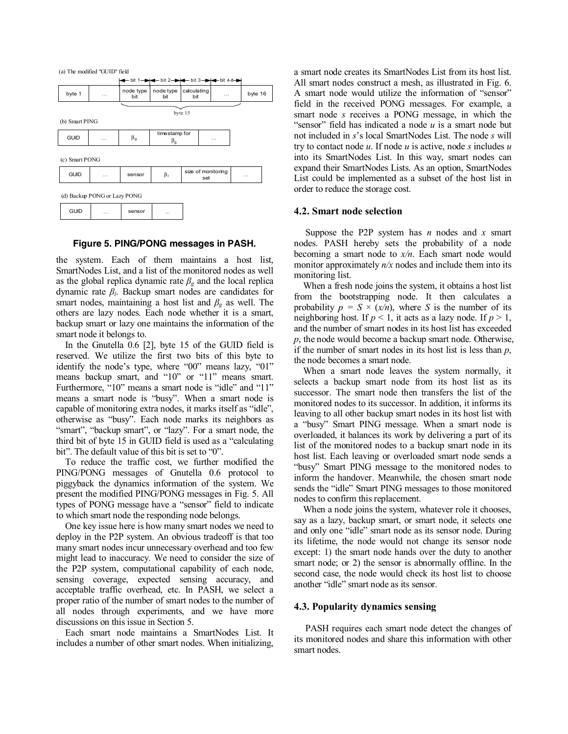(a) The modified "GUID" field

| byte 1 | … | node type bit | node type bit | calculating bit | … | byte 16 |
|---|---|---|---|---|---|---|
| | | bit 1 | bit 2 | bit 3 | bit 4-8 | |

byte 15

(b) Smart PING

| GUID | … | $\beta_g$ | timestamp for $\beta_g$ | … |
|---|---|---|---|---|

(c) Smart PONG

| GUID | … | sensor | $\beta_l$ | size of monitoring set | … |
|---|---|---|---|---|---|

(d) Backup PONG or Lazy PONG

| GUID | … | sensor | … |
|---|---|---|---|

**Figure 5. PING/PONG messages in PASH.**

the system. Each of them maintains a host list, SmartNodes List, and a list of the monitored nodes as well as the global replica dynamic rate $\beta_g$ and the local replica dynamic rate $\beta_l$. Backup smart nodes are candidates for smart nodes, maintaining a host list and $\beta_g$ as well. The others are lazy nodes. Each node whether it is a smart, backup smart or lazy one maintains the information of the smart node it belongs to.

In the Gnutella 0.6 [2], byte 15 of the GUID field is reserved. We utilize the first two bits of this byte to identify the node's type, where "00" means lazy, "01" means backup smart, and "10" or "11" means smart. Furthermore, "10" means a smart node is "idle" and "11" means a smart node is "busy". When a smart node is capable of monitoring extra nodes, it marks itself as "idle", otherwise as "busy". Each node marks its neighbors as "smart", "backup smart", or "lazy". For a smart node, the third bit of byte 15 in GUID field is used as a "calculating bit". The default value of this bit is set to "0".

To reduce the traffic cost, we further modified the PING/PONG messages of Gnutella 0.6 protocol to piggyback the dynamics information of the system. We present the modified PING/PONG messages in Fig. 5. All types of PONG message have a "sensor" field to indicate to which smart node the responding node belongs.

One key issue here is how many smart nodes we need to deploy in the P2P system. An obvious tradeoff is that too many smart nodes incur unnecessary overhead and too few might lead to inaccuracy. We need to consider the size of the P2P system, computational capability of each node, sensing coverage, expected sensing accuracy, and acceptable traffic overhead, etc. In PASH, we select a proper ratio of the number of smart nodes to the number of all nodes through experiments, and we have more discussions on this issue in Section 5.

Each smart node maintains a SmartNodes List. It includes a number of other smart nodes. When initializing, a smart node creates its SmartNodes List from its host list. All smart nodes construct a mesh, as illustrated in Fig. 6. A smart node would utilize the information of "sensor" field in the received PONG messages. For example, a smart node *s* receives a PONG message, in which the "sensor" field has indicated a node *u* is a smart node but not included in *s*'s local SmartNodes List. The node *s* will try to contact node *u*. If node *u* is active, node *s* includes *u* into its SmartNodes List. In this way, smart nodes can expand their SmartNodes Lists. As an option, SmartNodes List could be implemented as a subset of the host list in order to reduce the storage cost.

### 4.2. Smart node selection

Suppose the P2P system has $n$ nodes and $x$ smart nodes. PASH hereby sets the probability of a node becoming a smart node to $x/n$. Each smart node would monitor approximately $n/x$ nodes and include them into its monitoring list.

When a fresh node joins the system, it obtains a host list from the bootstrapping node. It then calculates a probability $p = S \times (x/n)$, where $S$ is the number of its neighboring host. If $p < 1$, it acts as a lazy node. If $p > 1$, and the number of smart nodes in its host list has exceeded $p$, the node would become a backup smart node. Otherwise, if the number of smart nodes in its host list is less than $p$, the node becomes a smart node.

When a smart node leaves the system normally, it selects a backup smart node from its host list as its successor. The smart node then transfers the list of the monitored nodes to its successor. In addition, it informs its leaving to all other backup smart nodes in its host list with a "busy" Smart PING message. When a smart node is overloaded, it balances its work by delivering a part of its list of the monitored nodes to a backup smart node in its host list. Each leaving or overloaded smart node sends a "busy" Smart PING message to the monitored nodes to inform the handover. Meanwhile, the chosen smart node sends the "idle" Smart PING messages to those monitored nodes to confirm this replacement.

When a node joins the system, whatever role it chooses, say as a lazy, backup smart, or smart node, it selects one and only one "idle" smart node as its sensor node. During its lifetime, the node would not change its sensor node except: 1) the smart node hands over the duty to another smart node; or 2) the sensor is abnormally offline. In the second case, the node would check its host list to choose another "idle" smart node as its sensor.

### 4.3. Popularity dynamics sensing

PASH requires each smart node detect the changes of its monitored nodes and share this information with other smart nodes.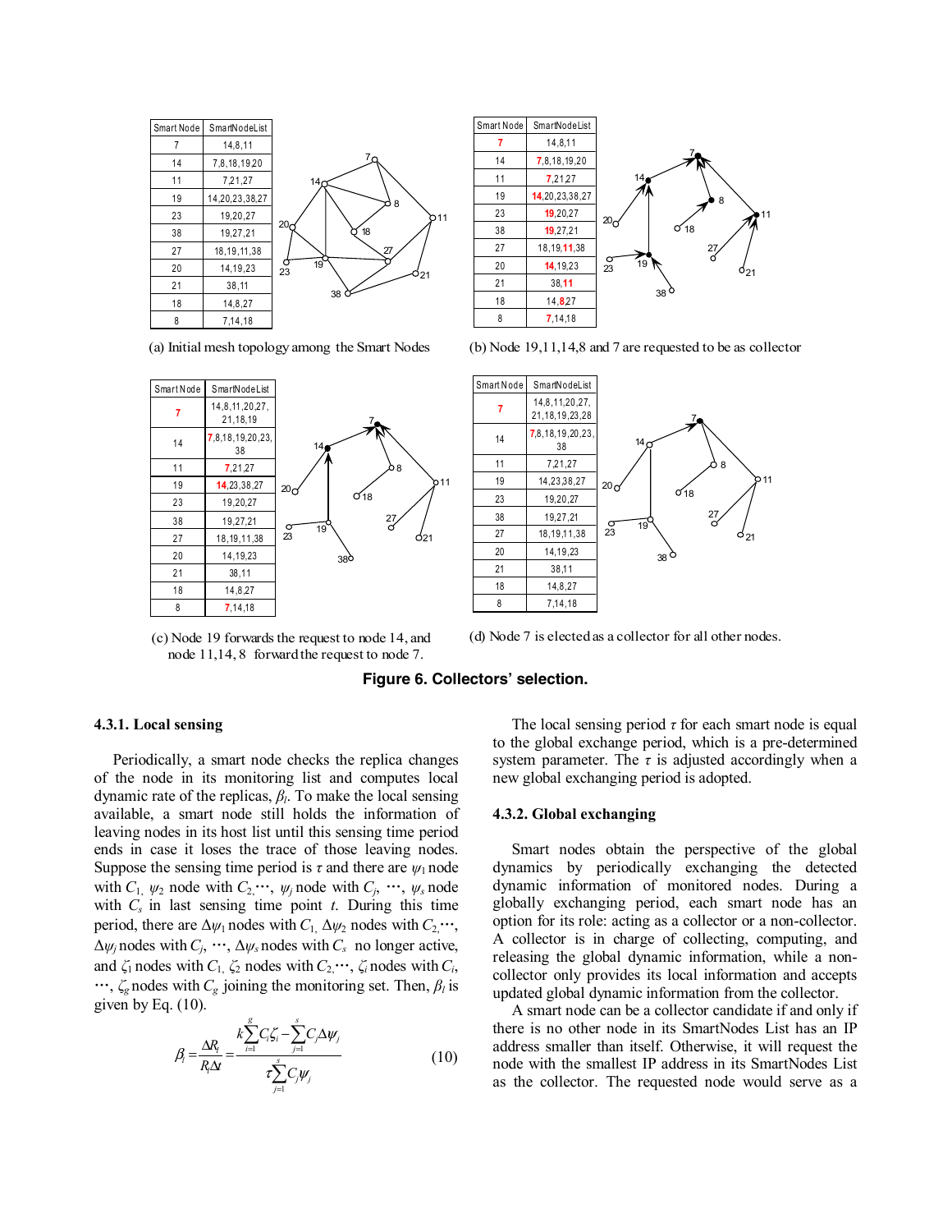| Smart Node | SmartNodeList |
|---|---|
| 7 | 14,8,11 |
| 14 | 7,8,18,19,20 |
| 11 | 7,21,27 |
| 19 | 14,20,23,38,27 |
| 23 | 19,20,27 |
| 38 | 19,27,21 |
| 27 | 18,19,11,38 |
| 20 | 14,19,23 |
| 21 | 38,11 |
| 18 | 14,8,27 |
| 8 | 7,14,18 |

(a) Initial mesh topology among the Smart Nodes

| Smart Node | SmartNodeList |
|---|---|
| 7 | 14,8,11 |
| 14 | 7,8,18,19,20 |
| 11 | 7,21,27 |
| 19 | 14,20,23,38,27 |
| 23 | 19,20,27 |
| 38 | 19,27,21 |
| 27 | 18,19,11,38 |
| 20 | 14,19,23 |
| 21 | 38,11 |
| 18 | 14,8,27 |
| 8 | 7,14,18 |

(b) Node 19,11,14,8 and 7 are requested to be as collector

| Smart Node | SmartNodeList |
|---|---|
| 7 | 14,8,11,20,27,21,18,19 |
| 14 | 7,8,18,19,20,23,38 |
| 11 | 7,21,27 |
| 19 | 14,23,38,27 |
| 23 | 19,20,27 |
| 38 | 19,27,21 |
| 27 | 18,19,11,38 |
| 20 | 14,19,23 |
| 21 | 38,11 |
| 18 | 14,8,27 |
| 8 | 7,14,18 |

(c) Node 19 forwards the request to node 14, and node 11,14, 8 forward the request to node 7.

| Smart Node | SmartNodeList |
|---|---|
| 7 | 14,8,11,20,27,21,18,19,23,28 |
| 14 | 7,8,18,19,20,23,38 |
| 11 | 7,21,27 |
| 19 | 14,23,38,27 |
| 23 | 19,20,27 |
| 38 | 19,27,21 |
| 27 | 18,19,11,38 |
| 20 | 14,19,23 |
| 21 | 38,11 |
| 18 | 14,8,27 |
| 8 | 7,14,18 |

(d) Node 7 is elected as a collector for all other nodes.

**Figure 6. Collectors' selection.**

#### 4.3.1. Local sensing

Periodically, a smart node checks the replica changes of the node in its monitoring list and computes local dynamic rate of the replicas, $\beta_l$. To make the local sensing available, a smart node still holds the information of leaving nodes in its host list until this sensing time period ends in case it loses the trace of those leaving nodes. Suppose the sensing time period is $\tau$ and there are $\psi_1$ node with $C_1$, $\psi_2$ node with $C_2$,$\cdots$, $\psi_j$ node with $C_j$, $\cdots$, $\psi_s$ node with $C_s$ in last sensing time point $t$. During this time period, there are $\Delta\psi_1$ nodes with $C_1$, $\Delta\psi_2$ nodes with $C_2$,$\cdots$, $\Delta\psi_j$ nodes with $C_j$, $\cdots$, $\Delta\psi_s$ nodes with $C_s$ no longer active, and $\zeta_1$ nodes with $C_1$, $\zeta_2$ nodes with $C_2$,$\cdots$, $\zeta_i$ nodes with $C_i$, $\cdots$, $\zeta_g$ nodes with $C_g$ joining the monitoring set. Then, $\beta_l$ is given by Eq. (10).

$$\beta_l = \frac{\Delta R_l}{R_l \Delta t} = \frac{k\sum_{i=1}^{g} C_i \zeta_i - \sum_{j=1}^{s} C_j \Delta\psi_j}{\tau \sum_{j=1}^{s} C_j \psi_j} \tag{10}$$

The local sensing period $\tau$ for each smart node is equal to the global exchange period, which is a pre-determined system parameter. The $\tau$ is adjusted accordingly when a new global exchanging period is adopted.

#### 4.3.2. Global exchanging

Smart nodes obtain the perspective of the global dynamics by periodically exchanging the detected dynamic information of monitored nodes. During a globally exchanging period, each smart node has an option for its role: acting as a collector or a non-collector. A collector is in charge of collecting, computing, and releasing the global dynamic information, while a non-collector only provides its local information and accepts updated global dynamic information from the collector.

A smart node can be a collector candidate if and only if there is no other node in its SmartNodes List has an IP address smaller than itself. Otherwise, it will request the node with the smallest IP address in its SmartNodes List as the collector. The requested node would serve as a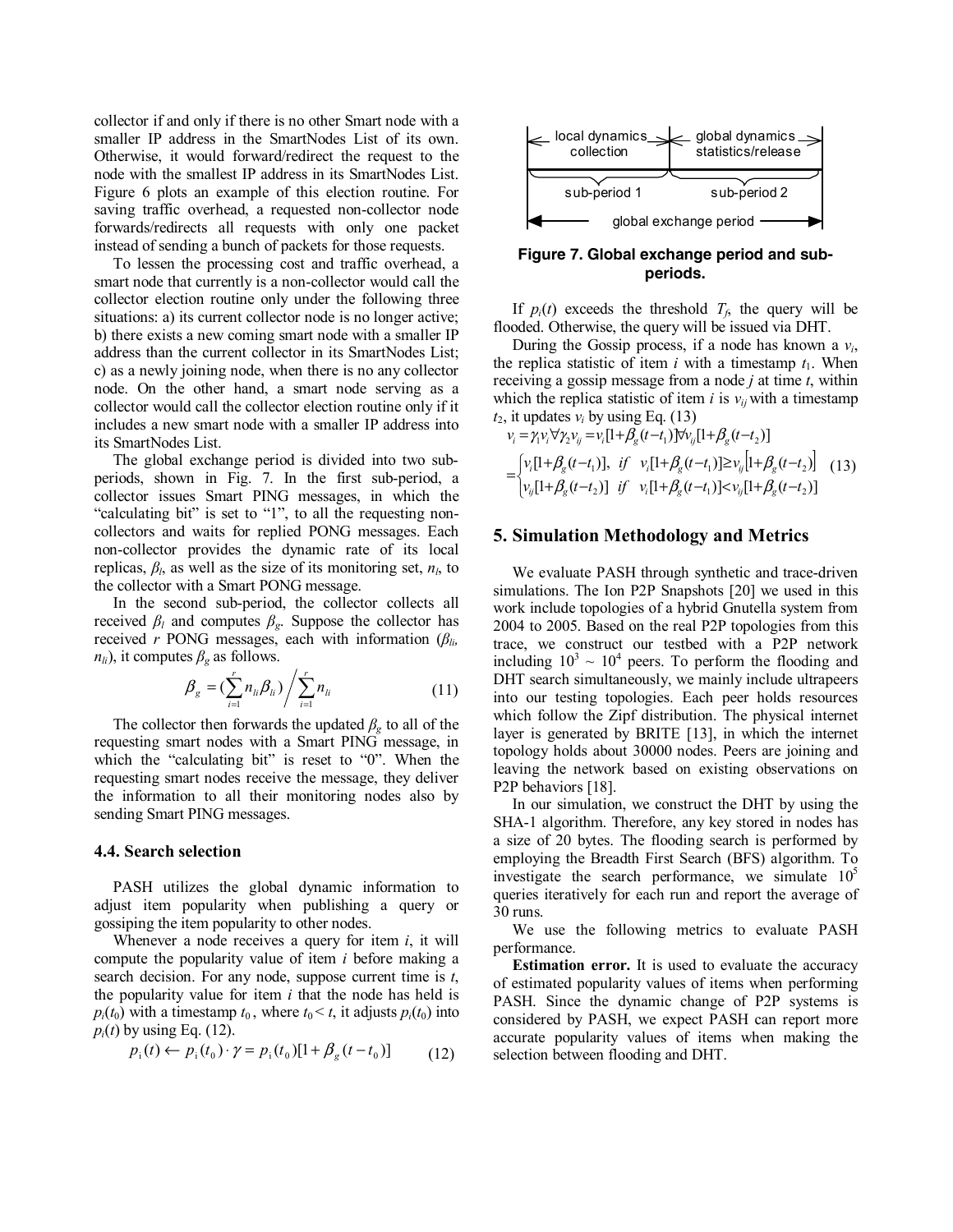collector if and only if there is no other Smart node with a smaller IP address in the SmartNodes List of its own. Otherwise, it would forward/redirect the request to the node with the smallest IP address in its SmartNodes List. Figure 6 plots an example of this election routine. For saving traffic overhead, a requested non-collector node forwards/redirects all requests with only one packet instead of sending a bunch of packets for those requests.

To lessen the processing cost and traffic overhead, a smart node that currently is a non-collector would call the collector election routine only under the following three situations: a) its current collector node is no longer active; b) there exists a new coming smart node with a smaller IP address than the current collector in its SmartNodes List; c) as a newly joining node, when there is no any collector node. On the other hand, a smart node serving as a collector would call the collector election routine only if it includes a new smart node with a smaller IP address into its SmartNodes List.

The global exchange period is divided into two sub-periods, shown in Fig. 7. In the first sub-period, a collector issues Smart PING messages, in which the "calculating bit" is set to "1", to all the requesting non-collectors and waits for replied PONG messages. Each non-collector provides the dynamic rate of its local replicas, $\beta_l$, as well as the size of its monitoring set, $n_l$, to the collector with a Smart PONG message.

In the second sub-period, the collector collects all received $\beta_l$ and computes $\beta_g$. Suppose the collector has received $r$ PONG messages, each with information ($\beta_{li}$, $n_{li}$), it computes $\beta_g$ as follows.

$$\beta_g = \left(\sum_{i=1}^{r} n_{li}\beta_{li}\right) \Bigg/ \sum_{i=1}^{r} n_{li} \tag{11}$$

The collector then forwards the updated $\beta_g$ to all of the requesting smart nodes with a Smart PING message, in which the "calculating bit" is reset to "0". When the requesting smart nodes receive the message, they deliver the information to all their monitoring nodes also by sending Smart PING messages.

### 4.4. Search selection

PASH utilizes the global dynamic information to adjust item popularity when publishing a query or gossiping the item popularity to other nodes.

Whenever a node receives a query for item $i$, it will compute the popularity value of item $i$ before making a search decision. For any node, suppose current time is $t$, the popularity value for item $i$ that the node has held is $p_i(t_0)$ with a timestamp $t_0$, where $t_0 < t$, it adjusts $p_i(t_0)$ into $p_i(t)$ by using Eq. (12).

$$p_i(t) \leftarrow p_i(t_0)\cdot\gamma = p_i(t_0)[1+\beta_g(t-t_0)] \tag{12}$$

local dynamics collection | global dynamics statistics/release
sub-period 1 | sub-period 2
global exchange period

**Figure 7. Global exchange period and sub-periods.**

If $p_i(t)$ exceeds the threshold $T_f$, the query will be flooded. Otherwise, the query will be issued via DHT.

During the Gossip process, if a node has known a $v_i$, the replica statistic of item $i$ with a timestamp $t_1$. When receiving a gossip message from a node $j$ at time $t$, within which the replica statistic of item $i$ is $v_{ij}$ with a timestamp $t_2$, it updates $v_i$ by using Eq. (13)

$$\begin{aligned} v_i &= \gamma_1 v_i \forall \gamma_2 v_{ij} = v_i[1+\beta_g(t-t_1)] \forall v_{ij}[1+\beta_g(t-t_2)] \\ &= \begin{cases} v_i[1+\beta_g(t-t_1)], & \text{if } \; v_i[1+\beta_g(t-t_1)] \geq v_{ij}[1+\beta_g(t-t_2)] \\ v_{ij}[1+\beta_g(t-t_2)] & \text{if } \; v_i[1+\beta_g(t-t_1)] < v_{ij}[1+\beta_g(t-t_2)] \end{cases} \end{aligned} \tag{13}$$

## 5. Simulation Methodology and Metrics

We evaluate PASH through synthetic and trace-driven simulations. The Ion P2P Snapshots [20] we used in this work include topologies of a hybrid Gnutella system from 2004 to 2005. Based on the real P2P topologies from this trace, we construct our testbed with a P2P network including $10^3 \sim 10^4$ peers. To perform the flooding and DHT search simultaneously, we mainly include ultrapeers into our testing topologies. Each peer holds resources which follow the Zipf distribution. The physical internet layer is generated by BRITE [13], in which the internet topology holds about 30000 nodes. Peers are joining and leaving the network based on existing observations on P2P behaviors [18].

In our simulation, we construct the DHT by using the SHA-1 algorithm. Therefore, any key stored in nodes has a size of 20 bytes. The flooding search is performed by employing the Breadth First Search (BFS) algorithm. To investigate the search performance, we simulate $10^5$ queries iteratively for each run and report the average of 30 runs.

We use the following metrics to evaluate PASH performance.

**Estimation error.** It is used to evaluate the accuracy of estimated popularity values of items when performing PASH. Since the dynamic change of P2P systems is considered by PASH, we expect PASH can report more accurate popularity values of items when making the selection between flooding and DHT.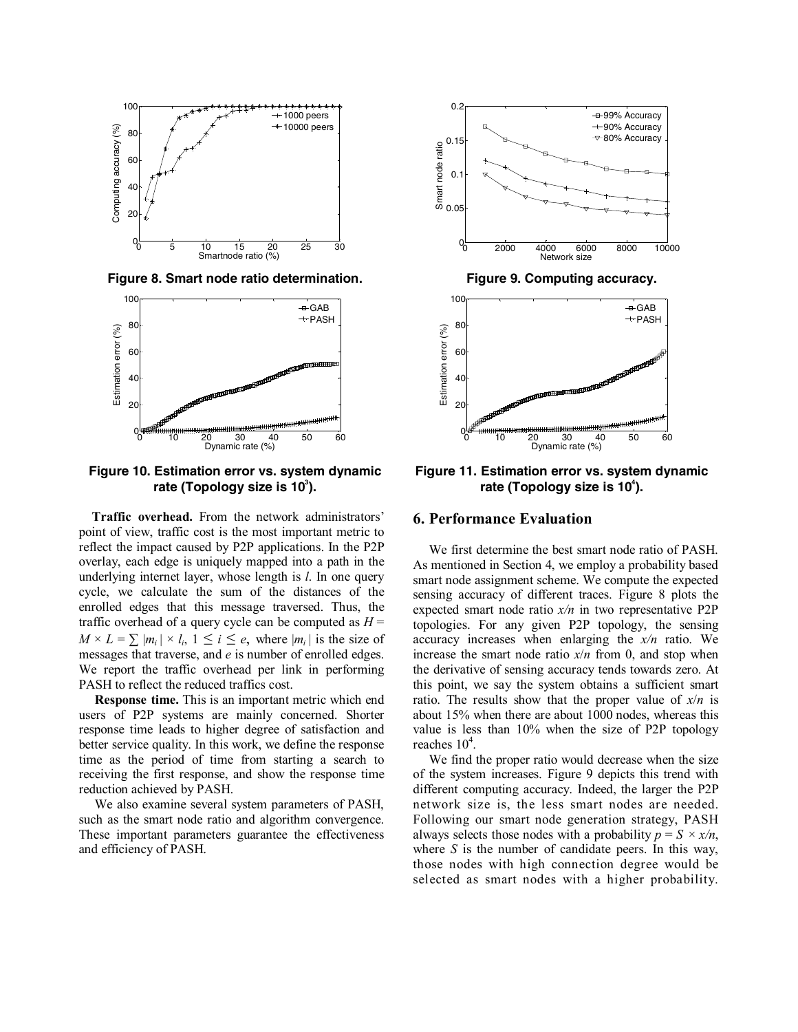**Figure 8. Smart node ratio determination.**

**Figure 9. Computing accuracy.**

**Figure 10. Estimation error vs. system dynamic rate (Topology size is $10^3$).**

**Figure 11. Estimation error vs. system dynamic rate (Topology size is $10^4$).**

**Traffic overhead.** From the network administrators' point of view, traffic cost is the most important metric to reflect the impact caused by P2P applications. In the P2P overlay, each edge is uniquely mapped into a path in the underlying internet layer, whose length is $l$. In one query cycle, we calculate the sum of the distances of the enrolled edges that this message traversed. Thus, the traffic overhead of a query cycle can be computed as $H = M \times L = \sum |m_i| \times l_i$, $1 \leq i \leq e$, where $|m_i|$ is the size of messages that traverse, and $e$ is number of enrolled edges. We report the traffic overhead per link in performing PASH to reflect the reduced traffics cost.

**Response time.** This is an important metric which end users of P2P systems are mainly concerned. Shorter response time leads to higher degree of satisfaction and better service quality. In this work, we define the response time as the period of time from starting a search to receiving the first response, and show the response time reduction achieved by PASH.

We also examine several system parameters of PASH, such as the smart node ratio and algorithm convergence. These important parameters guarantee the effectiveness and efficiency of PASH.

## 6. Performance Evaluation

We first determine the best smart node ratio of PASH. As mentioned in Section 4, we employ a probability based smart node assignment scheme. We compute the expected sensing accuracy of different traces. Figure 8 plots the expected smart node ratio $x/n$ in two representative P2P topologies. For any given P2P topology, the sensing accuracy increases when enlarging the $x/n$ ratio. We increase the smart node ratio $x/n$ from 0, and stop when the derivative of sensing accuracy tends towards zero. At this point, we say the system obtains a sufficient smart ratio. The results show that the proper value of $x/n$ is about 15% when there are about 1000 nodes, whereas this value is less than 10% when the size of P2P topology reaches $10^4$.

We find the proper ratio would decrease when the size of the system increases. Figure 9 depicts this trend with different computing accuracy. Indeed, the larger the P2P network size is, the less smart nodes are needed. Following our smart node generation strategy, PASH always selects those nodes with a probability $p = S \times x/n$, where $S$ is the number of candidate peers. In this way, those nodes with high connection degree would be selected as smart nodes with a higher probability.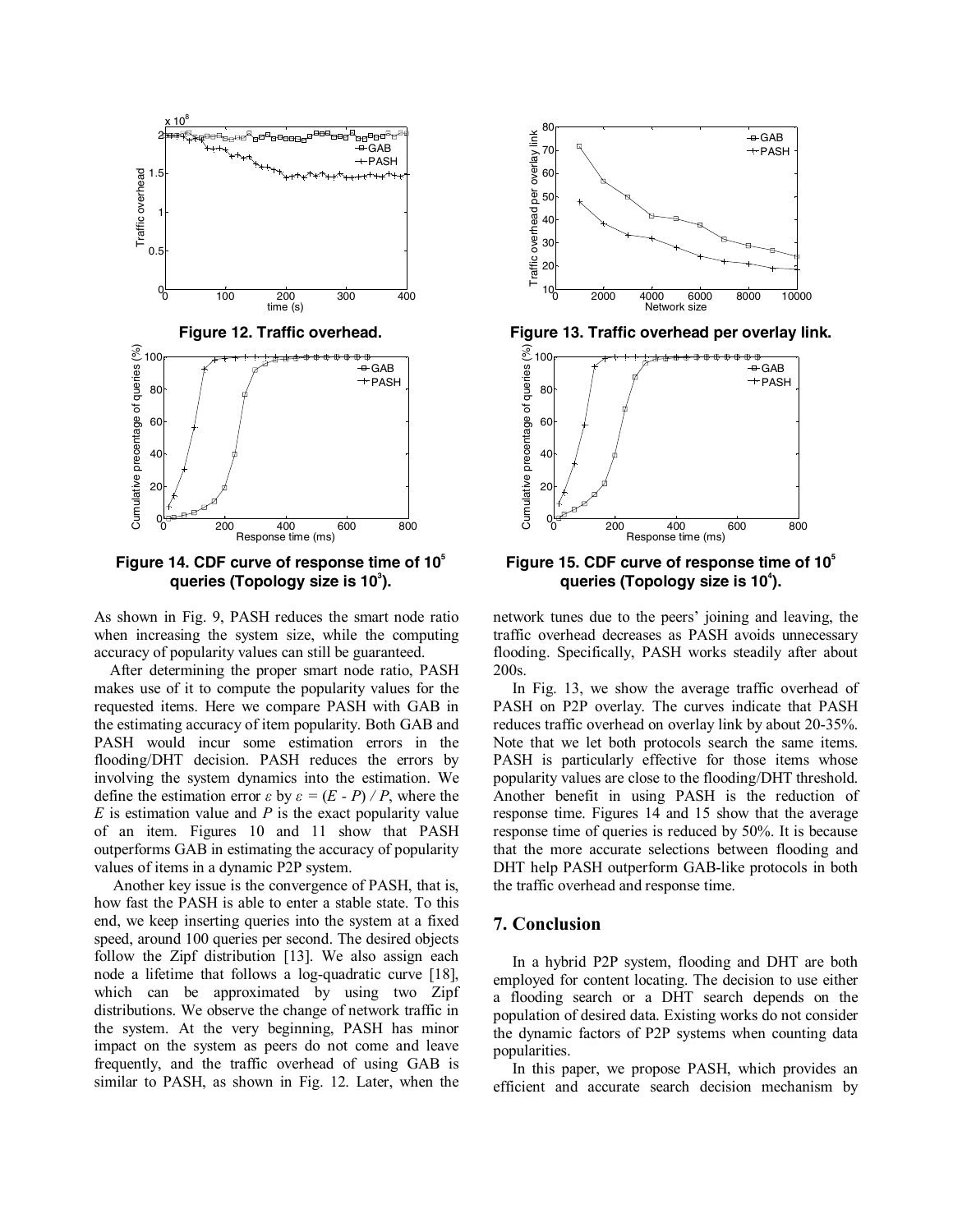**Figure 12. Traffic overhead.**

**Figure 13. Traffic overhead per overlay link.**

**Figure 14. CDF curve of response time of $10^5$ queries (Topology size is $10^3$).**

**Figure 15. CDF curve of response time of $10^5$ queries (Topology size is $10^4$).**

As shown in Fig. 9, PASH reduces the smart node ratio when increasing the system size, while the computing accuracy of popularity values can still be guaranteed.

After determining the proper smart node ratio, PASH makes use of it to compute the popularity values for the requested items. Here we compare PASH with GAB in the estimating accuracy of item popularity. Both GAB and PASH would incur some estimation errors in the flooding/DHT decision. PASH reduces the errors by involving the system dynamics into the estimation. We define the estimation error $\varepsilon$ by $\varepsilon = (E - P) / P$, where the $E$ is estimation value and $P$ is the exact popularity value of an item. Figures 10 and 11 show that PASH outperforms GAB in estimating the accuracy of popularity values of items in a dynamic P2P system.

Another key issue is the convergence of PASH, that is, how fast the PASH is able to enter a stable state. To this end, we keep inserting queries into the system at a fixed speed, around 100 queries per second. The desired objects follow the Zipf distribution [13]. We also assign each node a lifetime that follows a log-quadratic curve [18], which can be approximated by using two Zipf distributions. We observe the change of network traffic in the system. At the very beginning, PASH has minor impact on the system as peers do not come and leave frequently, and the traffic overhead of using GAB is similar to PASH, as shown in Fig. 12. Later, when the network tunes due to the peers' joining and leaving, the traffic overhead decreases as PASH avoids unnecessary flooding. Specifically, PASH works steadily after about 200s.

In Fig. 13, we show the average traffic overhead of PASH on P2P overlay. The curves indicate that PASH reduces traffic overhead on overlay link by about 20-35%. Note that we let both protocols search the same items. PASH is particularly effective for those items whose popularity values are close to the flooding/DHT threshold. Another benefit in using PASH is the reduction of response time. Figures 14 and 15 show that the average response time of queries is reduced by 50%. It is because that the more accurate selections between flooding and DHT help PASH outperform GAB-like protocols in both the traffic overhead and response time.

## 7. Conclusion

In a hybrid P2P system, flooding and DHT are both employed for content locating. The decision to use either a flooding search or a DHT search depends on the population of desired data. Existing works do not consider the dynamic factors of P2P systems when counting data popularities.

In this paper, we propose PASH, which provides an efficient and accurate search decision mechanism by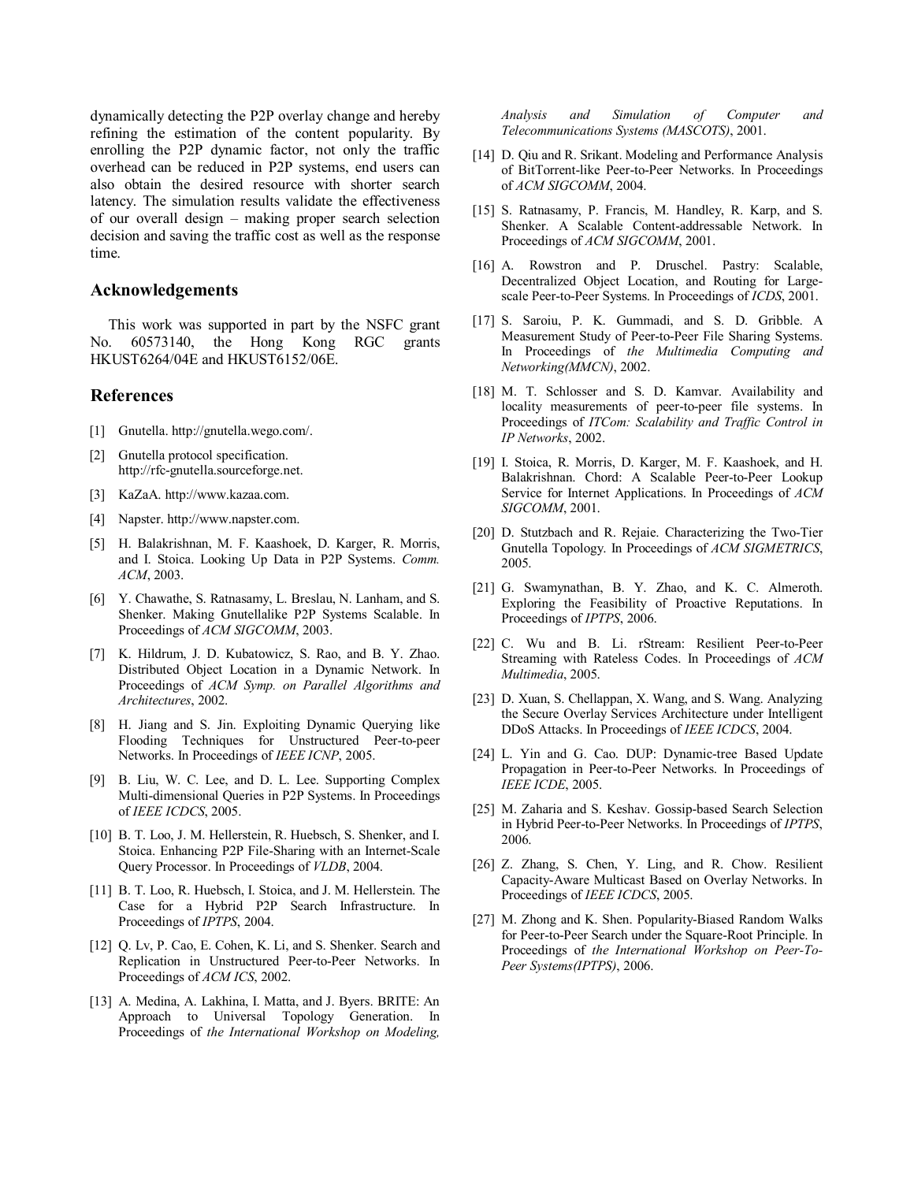dynamically detecting the P2P overlay change and hereby refining the estimation of the content popularity. By enrolling the P2P dynamic factor, not only the traffic overhead can be reduced in P2P systems, end users can also obtain the desired resource with shorter search latency. The simulation results validate the effectiveness of our overall design – making proper search selection decision and saving the traffic cost as well as the response time.

## Acknowledgements

This work was supported in part by the NSFC grant No. 60573140, the Hong Kong RGC grants HKUST6264/04E and HKUST6152/06E.

## References

[1] Gnutella. http://gnutella.wego.com/.

[2] Gnutella protocol specification. http://rfc-gnutella.sourceforge.net.

[3] KaZaA. http://www.kazaa.com.

[4] Napster. http://www.napster.com.

[5] H. Balakrishnan, M. F. Kaashoek, D. Karger, R. Morris, and I. Stoica. Looking Up Data in P2P Systems. *Comm. ACM*, 2003.

[6] Y. Chawathe, S. Ratnasamy, L. Breslau, N. Lanham, and S. Shenker. Making Gnutellalike P2P Systems Scalable. In Proceedings of *ACM SIGCOMM*, 2003.

[7] K. Hildrum, J. D. Kubatowicz, S. Rao, and B. Y. Zhao. Distributed Object Location in a Dynamic Network. In Proceedings of *ACM Symp. on Parallel Algorithms and Architectures*, 2002.

[8] H. Jiang and S. Jin. Exploiting Dynamic Querying like Flooding Techniques for Unstructured Peer-to-peer Networks. In Proceedings of *IEEE ICNP*, 2005.

[9] B. Liu, W. C. Lee, and D. L. Lee. Supporting Complex Multi-dimensional Queries in P2P Systems. In Proceedings of *IEEE ICDCS*, 2005.

[10] B. T. Loo, J. M. Hellerstein, R. Huebsch, S. Shenker, and I. Stoica. Enhancing P2P File-Sharing with an Internet-Scale Query Processor. In Proceedings of *VLDB*, 2004.

[11] B. T. Loo, R. Huebsch, I. Stoica, and J. M. Hellerstein. The Case for a Hybrid P2P Search Infrastructure. In Proceedings of *IPTPS*, 2004.

[12] Q. Lv, P. Cao, E. Cohen, K. Li, and S. Shenker. Search and Replication in Unstructured Peer-to-Peer Networks. In Proceedings of *ACM ICS*, 2002.

[13] A. Medina, A. Lakhina, I. Matta, and J. Byers. BRITE: An Approach to Universal Topology Generation. In Proceedings of *the International Workshop on Modeling, Analysis and Simulation of Computer and Telecommunications Systems (MASCOTS)*, 2001.

[14] D. Qiu and R. Srikant. Modeling and Performance Analysis of BitTorrent-like Peer-to-Peer Networks. In Proceedings of *ACM SIGCOMM*, 2004.

[15] S. Ratnasamy, P. Francis, M. Handley, R. Karp, and S. Shenker. A Scalable Content-addressable Network. In Proceedings of *ACM SIGCOMM*, 2001.

[16] A. Rowstron and P. Druschel. Pastry: Scalable, Decentralized Object Location, and Routing for Large-scale Peer-to-Peer Systems. In Proceedings of *ICDS*, 2001.

[17] S. Saroiu, P. K. Gummadi, and S. D. Gribble. A Measurement Study of Peer-to-Peer File Sharing Systems. In Proceedings of *the Multimedia Computing and Networking(MMCN)*, 2002.

[18] M. T. Schlosser and S. D. Kamvar. Availability and locality measurements of peer-to-peer file systems. In Proceedings of *ITCom: Scalability and Traffic Control in IP Networks*, 2002.

[19] I. Stoica, R. Morris, D. Karger, M. F. Kaashoek, and H. Balakrishnan. Chord: A Scalable Peer-to-Peer Lookup Service for Internet Applications. In Proceedings of *ACM SIGCOMM*, 2001.

[20] D. Stutzbach and R. Rejaie. Characterizing the Two-Tier Gnutella Topology. In Proceedings of *ACM SIGMETRICS*, 2005.

[21] G. Swamynathan, B. Y. Zhao, and K. C. Almeroth. Exploring the Feasibility of Proactive Reputations. In Proceedings of *IPTPS*, 2006.

[22] C. Wu and B. Li. rStream: Resilient Peer-to-Peer Streaming with Rateless Codes. In Proceedings of *ACM Multimedia*, 2005.

[23] D. Xuan, S. Chellappan, X. Wang, and S. Wang. Analyzing the Secure Overlay Services Architecture under Intelligent DDoS Attacks. In Proceedings of *IEEE ICDCS*, 2004.

[24] L. Yin and G. Cao. DUP: Dynamic-tree Based Update Propagation in Peer-to-Peer Networks. In Proceedings of *IEEE ICDE*, 2005.

[25] M. Zaharia and S. Keshav. Gossip-based Search Selection in Hybrid Peer-to-Peer Networks. In Proceedings of *IPTPS*, 2006.

[26] Z. Zhang, S. Chen, Y. Ling, and R. Chow. Resilient Capacity-Aware Multicast Based on Overlay Networks. In Proceedings of *IEEE ICDCS*, 2005.

[27] M. Zhong and K. Shen. Popularity-Biased Random Walks for Peer-to-Peer Search under the Square-Root Principle. In Proceedings of *the International Workshop on Peer-To-Peer Systems(IPTPS)*, 2006.